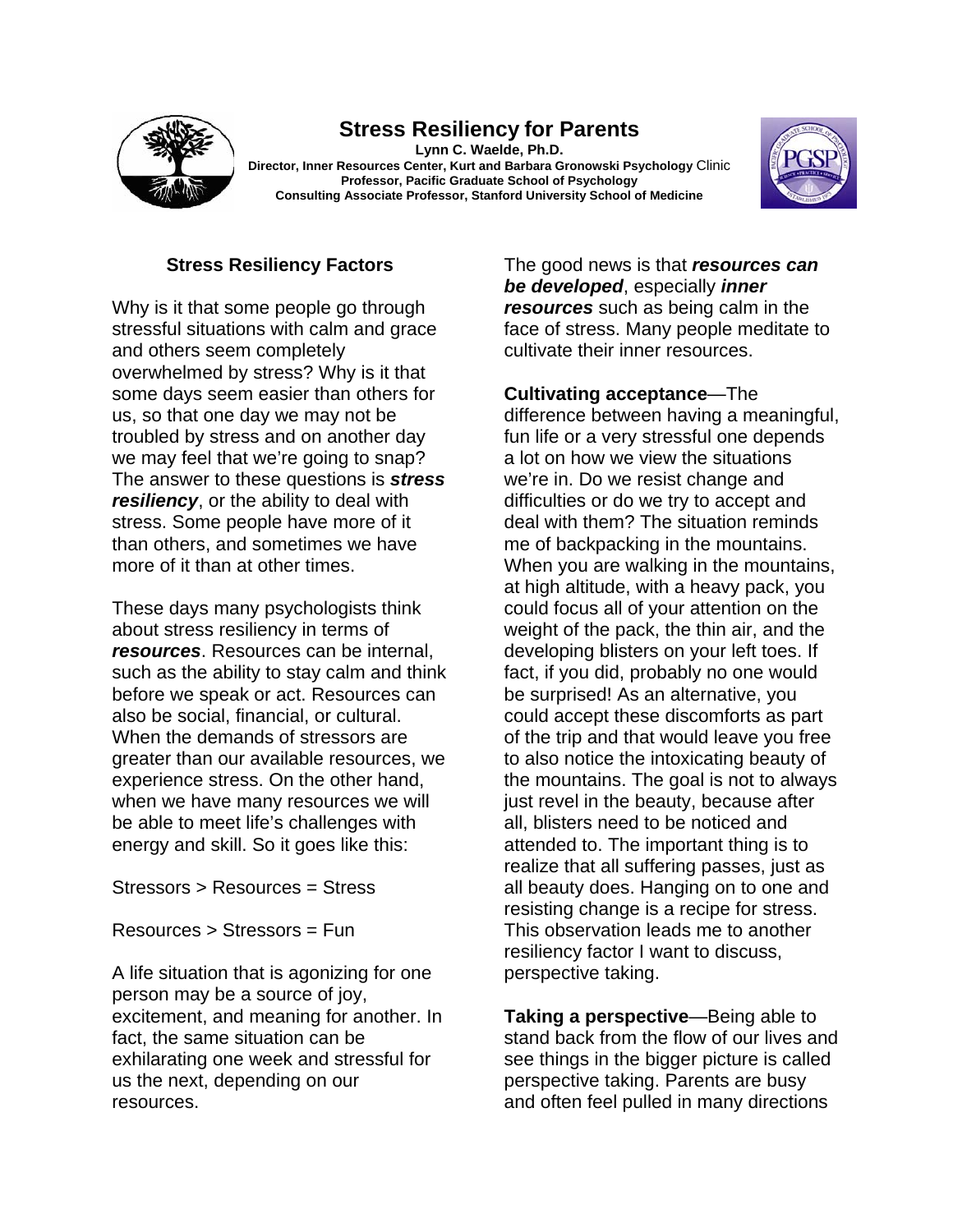# Stress Resiliency for Parents

**Lynn C. Waelde, Ph.D.**
**Director, Inner Resources Center, Kurt and Barbara Gronowski Psychology** Clinic
**Professor, Pacific Graduate School of Psychology**
**Consulting Associate Professor, Stanford University School of Medicine**

## Stress Resiliency Factors

Why is it that some people go through stressful situations with calm and grace and others seem completely overwhelmed by stress? Why is it that some days seem easier than others for us, so that one day we may not be troubled by stress and on another day we may feel that we're going to snap? The answer to these questions is ***stress resiliency***, or the ability to deal with stress. Some people have more of it than others, and sometimes we have more of it than at other times.

These days many psychologists think about stress resiliency in terms of ***resources***. Resources can be internal, such as the ability to stay calm and think before we speak or act. Resources can also be social, financial, or cultural. When the demands of stressors are greater than our available resources, we experience stress. On the other hand, when we have many resources we will be able to meet life's challenges with energy and skill. So it goes like this:

Stressors > Resources = Stress

Resources > Stressors = Fun

A life situation that is agonizing for one person may be a source of joy, excitement, and meaning for another. In fact, the same situation can be exhilarating one week and stressful for us the next, depending on our resources.

The good news is that ***resources can be developed***, especially ***inner resources*** such as being calm in the face of stress. Many people meditate to cultivate their inner resources.

**Cultivating acceptance**—The difference between having a meaningful, fun life or a very stressful one depends a lot on how we view the situations we're in. Do we resist change and difficulties or do we try to accept and deal with them? The situation reminds me of backpacking in the mountains. When you are walking in the mountains, at high altitude, with a heavy pack, you could focus all of your attention on the weight of the pack, the thin air, and the developing blisters on your left toes. If fact, if you did, probably no one would be surprised! As an alternative, you could accept these discomforts as part of the trip and that would leave you free to also notice the intoxicating beauty of the mountains. The goal is not to always just revel in the beauty, because after all, blisters need to be noticed and attended to. The important thing is to realize that all suffering passes, just as all beauty does. Hanging on to one and resisting change is a recipe for stress. This observation leads me to another resiliency factor I want to discuss, perspective taking.

**Taking a perspective**—Being able to stand back from the flow of our lives and see things in the bigger picture is called perspective taking. Parents are busy and often feel pulled in many directions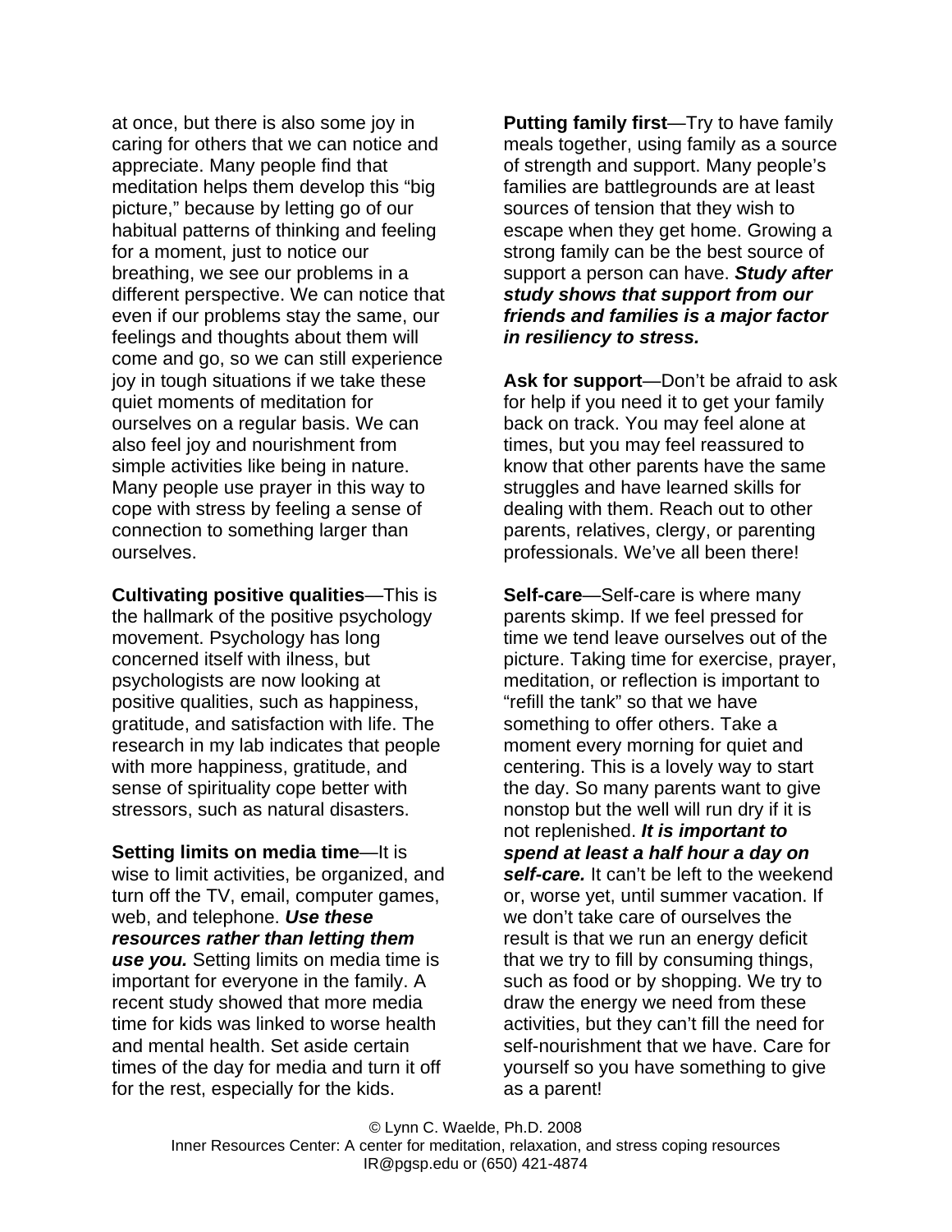at once, but there is also some joy in caring for others that we can notice and appreciate. Many people find that meditation helps them develop this "big picture," because by letting go of our habitual patterns of thinking and feeling for a moment, just to notice our breathing, we see our problems in a different perspective. We can notice that even if our problems stay the same, our feelings and thoughts about them will come and go, so we can still experience joy in tough situations if we take these quiet moments of meditation for ourselves on a regular basis. We can also feel joy and nourishment from simple activities like being in nature. Many people use prayer in this way to cope with stress by feeling a sense of connection to something larger than ourselves.

**Cultivating positive qualities**—This is the hallmark of the positive psychology movement. Psychology has long concerned itself with ilness, but psychologists are now looking at positive qualities, such as happiness, gratitude, and satisfaction with life. The research in my lab indicates that people with more happiness, gratitude, and sense of spirituality cope better with stressors, such as natural disasters.

**Setting limits on media time**—It is wise to limit activities, be organized, and turn off the TV, email, computer games, web, and telephone. ***Use these resources rather than letting them use you.*** Setting limits on media time is important for everyone in the family. A recent study showed that more media time for kids was linked to worse health and mental health. Set aside certain times of the day for media and turn it off for the rest, especially for the kids.

**Putting family first**—Try to have family meals together, using family as a source of strength and support. Many people's families are battlegrounds are at least sources of tension that they wish to escape when they get home. Growing a strong family can be the best source of support a person can have. ***Study after study shows that support from our friends and families is a major factor in resiliency to stress.***

**Ask for support**—Don't be afraid to ask for help if you need it to get your family back on track. You may feel alone at times, but you may feel reassured to know that other parents have the same struggles and have learned skills for dealing with them. Reach out to other parents, relatives, clergy, or parenting professionals. We've all been there!

**Self-care**—Self-care is where many parents skimp. If we feel pressed for time we tend leave ourselves out of the picture. Taking time for exercise, prayer, meditation, or reflection is important to "refill the tank" so that we have something to offer others. Take a moment every morning for quiet and centering. This is a lovely way to start the day. So many parents want to give nonstop but the well will run dry if it is not replenished. ***It is important to spend at least a half hour a day on self-care.*** It can't be left to the weekend or, worse yet, until summer vacation. If we don't take care of ourselves the result is that we run an energy deficit that we try to fill by consuming things, such as food or by shopping. We try to draw the energy we need from these activities, but they can't fill the need for self-nourishment that we have. Care for yourself so you have something to give as a parent!

© Lynn C. Waelde, Ph.D. 2008
Inner Resources Center: A center for meditation, relaxation, and stress coping resources
IR@pgsp.edu or (650) 421-4874